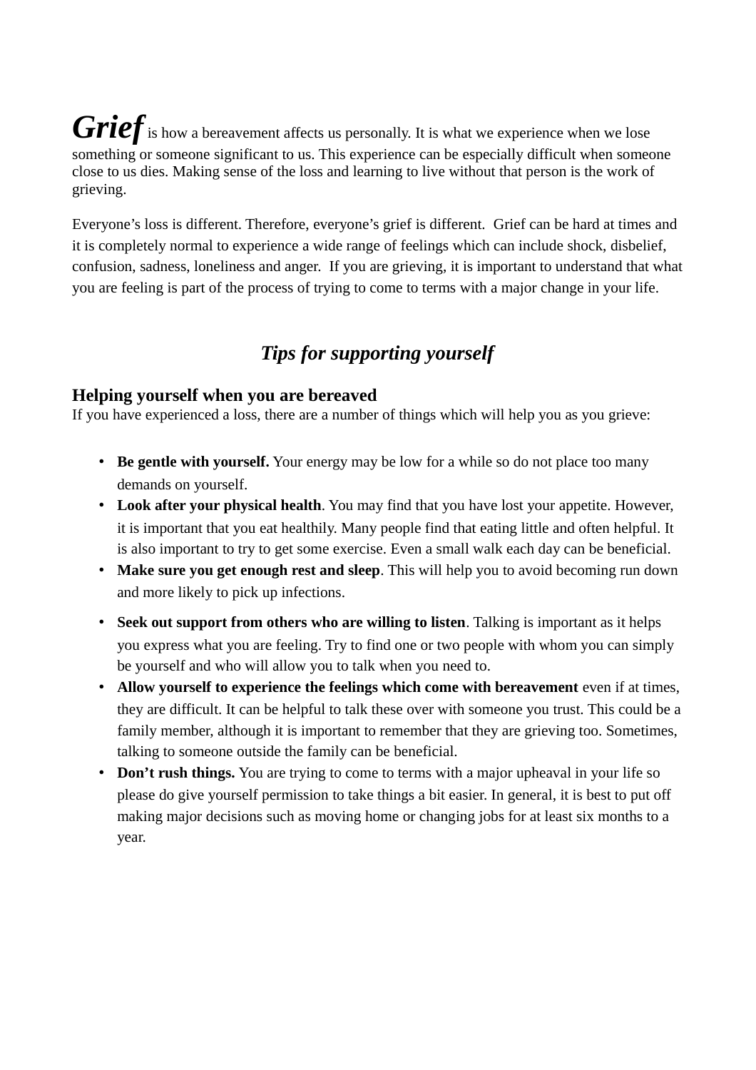***Grief*** is how a bereavement affects us personally. It is what we experience when we lose something or someone significant to us. This experience can be especially difficult when someone close to us dies. Making sense of the loss and learning to live without that person is the work of grieving.

Everyone's loss is different. Therefore, everyone's grief is different. Grief can be hard at times and it is completely normal to experience a wide range of feelings which can include shock, disbelief, confusion, sadness, loneliness and anger. If you are grieving, it is important to understand that what you are feeling is part of the process of trying to come to terms with a major change in your life.

## *Tips for supporting yourself*

### Helping yourself when you are bereaved

If you have experienced a loss, there are a number of things which will help you as you grieve:

- **Be gentle with yourself.** Your energy may be low for a while so do not place too many demands on yourself.
- **Look after your physical health**. You may find that you have lost your appetite. However, it is important that you eat healthily. Many people find that eating little and often helpful. It is also important to try to get some exercise. Even a small walk each day can be beneficial.
- **Make sure you get enough rest and sleep**. This will help you to avoid becoming run down and more likely to pick up infections.
- **Seek out support from others who are willing to listen**. Talking is important as it helps you express what you are feeling. Try to find one or two people with whom you can simply be yourself and who will allow you to talk when you need to.
- **Allow yourself to experience the feelings which come with bereavement** even if at times, they are difficult. It can be helpful to talk these over with someone you trust. This could be a family member, although it is important to remember that they are grieving too. Sometimes, talking to someone outside the family can be beneficial.
- **Don't rush things.** You are trying to come to terms with a major upheaval in your life so please do give yourself permission to take things a bit easier. In general, it is best to put off making major decisions such as moving home or changing jobs for at least six months to a year.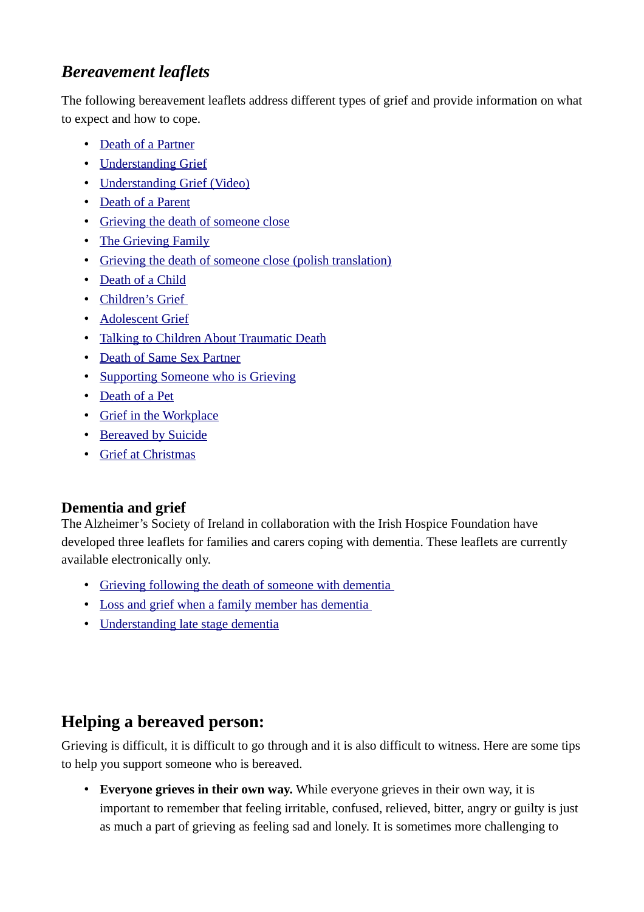## *Bereavement leaflets*

The following bereavement leaflets address different types of grief and provide information on what to expect and how to cope.

- Death of a Partner
- Understanding Grief
- Understanding Grief (Video)
- Death of a Parent
- Grieving the death of someone close
- The Grieving Family
- Grieving the death of someone close (polish translation)
- Death of a Child
- Children's Grief
- Adolescent Grief
- Talking to Children About Traumatic Death
- Death of Same Sex Partner
- Supporting Someone who is Grieving
- Death of a Pet
- Grief in the Workplace
- Bereaved by Suicide
- Grief at Christmas

### Dementia and grief

The Alzheimer's Society of Ireland in collaboration with the Irish Hospice Foundation have developed three leaflets for families and carers coping with dementia. These leaflets are currently available electronically only.

- Grieving following the death of someone with dementia
- Loss and grief when a family member has dementia
- Understanding late stage dementia

## Helping a bereaved person:

Grieving is difficult, it is difficult to go through and it is also difficult to witness. Here are some tips to help you support someone who is bereaved.

- **Everyone grieves in their own way.** While everyone grieves in their own way, it is important to remember that feeling irritable, confused, relieved, bitter, angry or guilty is just as much a part of grieving as feeling sad and lonely. It is sometimes more challenging to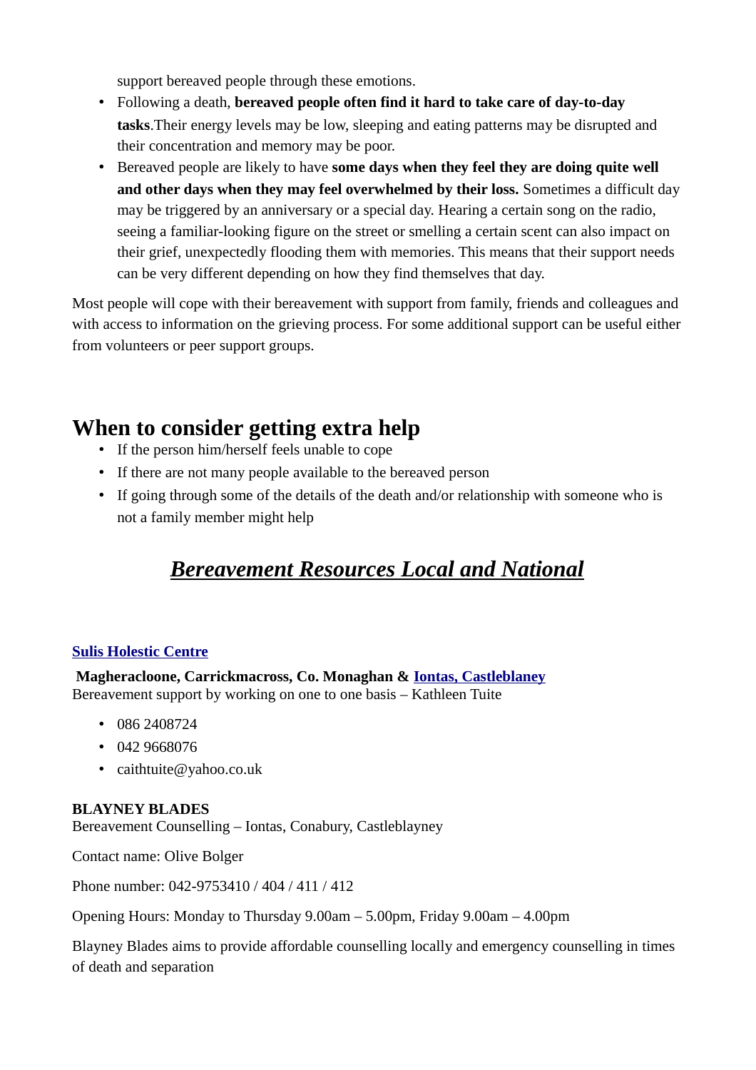support bereaved people through these emotions.

- Following a death, **bereaved people often find it hard to take care of day-to-day tasks**.Their energy levels may be low, sleeping and eating patterns may be disrupted and their concentration and memory may be poor.
- Bereaved people are likely to have **some days when they feel they are doing quite well and other days when they may feel overwhelmed by their loss.** Sometimes a difficult day may be triggered by an anniversary or a special day. Hearing a certain song on the radio, seeing a familiar-looking figure on the street or smelling a certain scent can also impact on their grief, unexpectedly flooding them with memories. This means that their support needs can be very different depending on how they find themselves that day.

Most people will cope with their bereavement with support from family, friends and colleagues and with access to information on the grieving process. For some additional support can be useful either from volunteers or peer support groups.

## When to consider getting extra help

- If the person him/herself feels unable to cope
- If there are not many people available to the bereaved person
- If going through some of the details of the death and/or relationship with someone who is not a family member might help

## *Bereavement Resources Local and National*

**Sulis Holestic Centre**

**Magheracloone, Carrickmacross, Co. Monaghan & Iontas, Castleblaney**
Bereavement support by working on one to one basis – Kathleen Tuite

- 086 2408724
- 042 9668076
- caithtuite@yahoo.co.uk

**BLAYNEY BLADES**
Bereavement Counselling – Iontas, Conabury, Castleblayney

Contact name: Olive Bolger

Phone number: 042-9753410 / 404 / 411 / 412

Opening Hours: Monday to Thursday 9.00am – 5.00pm, Friday 9.00am – 4.00pm

Blayney Blades aims to provide affordable counselling locally and emergency counselling in times of death and separation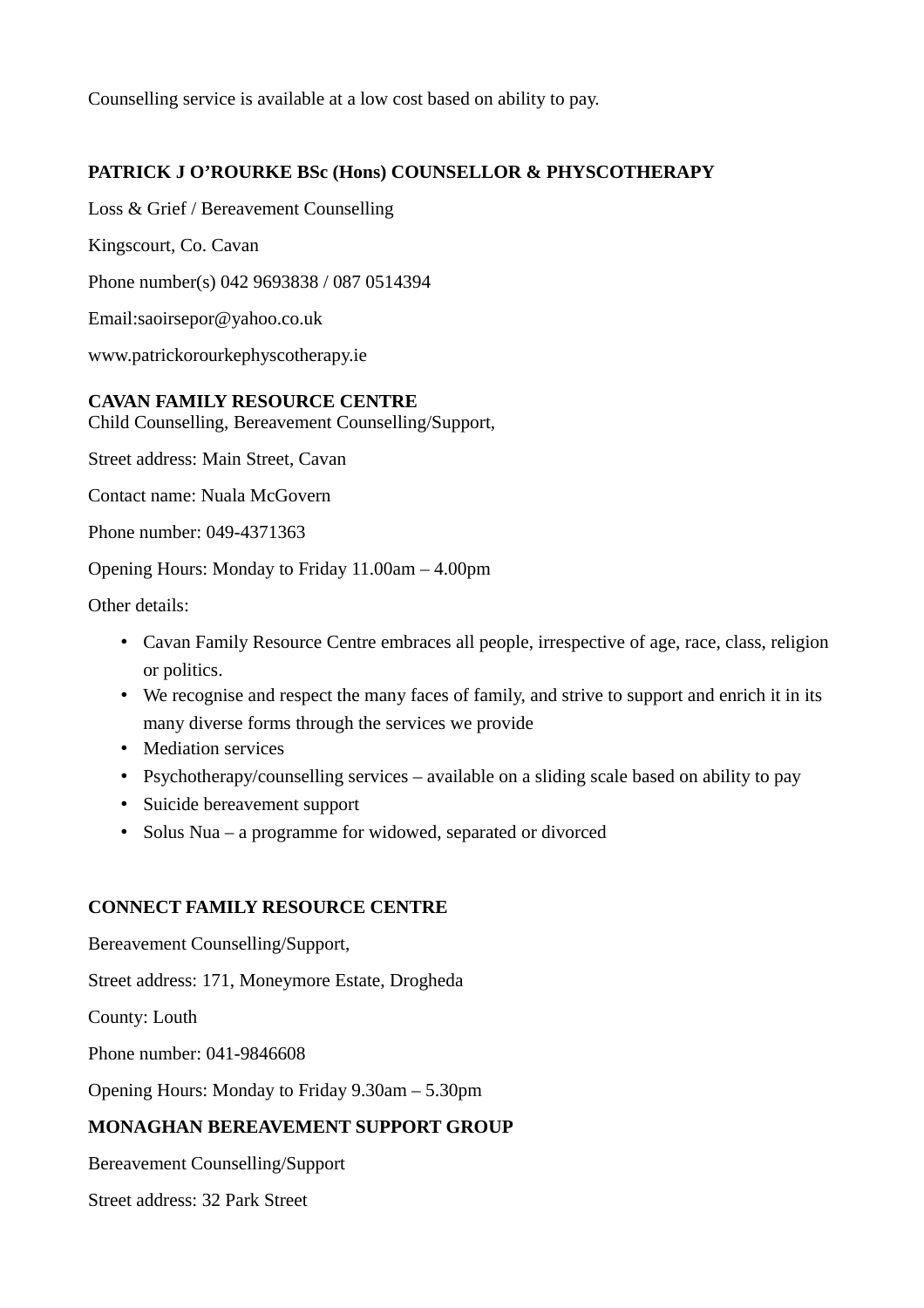Counselling service is available at a low cost based on ability to pay.

**PATRICK J O'ROURKE BSc (Hons) COUNSELLOR & PHYSCOTHERAPY**

Loss & Grief / Bereavement Counselling

Kingscourt, Co. Cavan

Phone number(s) 042 9693838 / 087 0514394

Email:saoirsepor@yahoo.co.uk

www.patrickorourkephyscotherapy.ie

**CAVAN FAMILY RESOURCE CENTRE**
Child Counselling, Bereavement Counselling/Support,

Street address: Main Street, Cavan

Contact name: Nuala McGovern

Phone number: 049-4371363

Opening Hours: Monday to Friday 11.00am – 4.00pm

Other details:

- Cavan Family Resource Centre embraces all people, irrespective of age, race, class, religion or politics.
- We recognise and respect the many faces of family, and strive to support and enrich it in its many diverse forms through the services we provide
- Mediation services
- Psychotherapy/counselling services – available on a sliding scale based on ability to pay
- Suicide bereavement support
- Solus Nua – a programme for widowed, separated or divorced

**CONNECT FAMILY RESOURCE CENTRE**

Bereavement Counselling/Support,

Street address: 171, Moneymore Estate, Drogheda

County: Louth

Phone number: 041-9846608

Opening Hours: Monday to Friday 9.30am – 5.30pm

**MONAGHAN BEREAVEMENT SUPPORT GROUP**

Bereavement Counselling/Support

Street address: 32 Park Street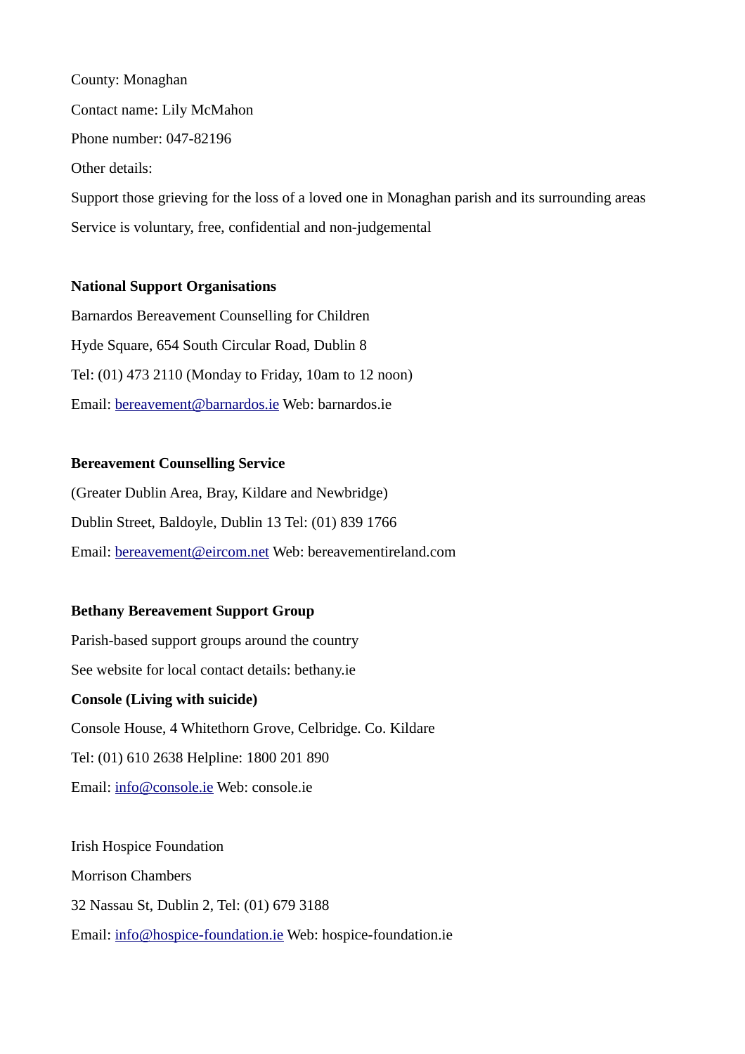County: Monaghan

Contact name: Lily McMahon

Phone number: 047-82196

Other details:

Support those grieving for the loss of a loved one in Monaghan parish and its surrounding areas

Service is voluntary, free, confidential and non-judgemental

**National Support Organisations**

Barnardos Bereavement Counselling for Children

Hyde Square, 654 South Circular Road, Dublin 8

Tel: (01) 473 2110 (Monday to Friday, 10am to 12 noon)

Email: bereavement@barnardos.ie Web: barnardos.ie

**Bereavement Counselling Service**

(Greater Dublin Area, Bray, Kildare and Newbridge)

Dublin Street, Baldoyle, Dublin 13 Tel: (01) 839 1766

Email: bereavement@eircom.net Web: bereavementireland.com

**Bethany Bereavement Support Group**

Parish-based support groups around the country

See website for local contact details: bethany.ie

**Console (Living with suicide)**

Console House, 4 Whitethorn Grove, Celbridge. Co. Kildare

Tel: (01) 610 2638 Helpline: 1800 201 890

Email: info@console.ie Web: console.ie

Irish Hospice Foundation

Morrison Chambers

32 Nassau St, Dublin 2, Tel: (01) 679 3188

Email: info@hospice-foundation.ie Web: hospice-foundation.ie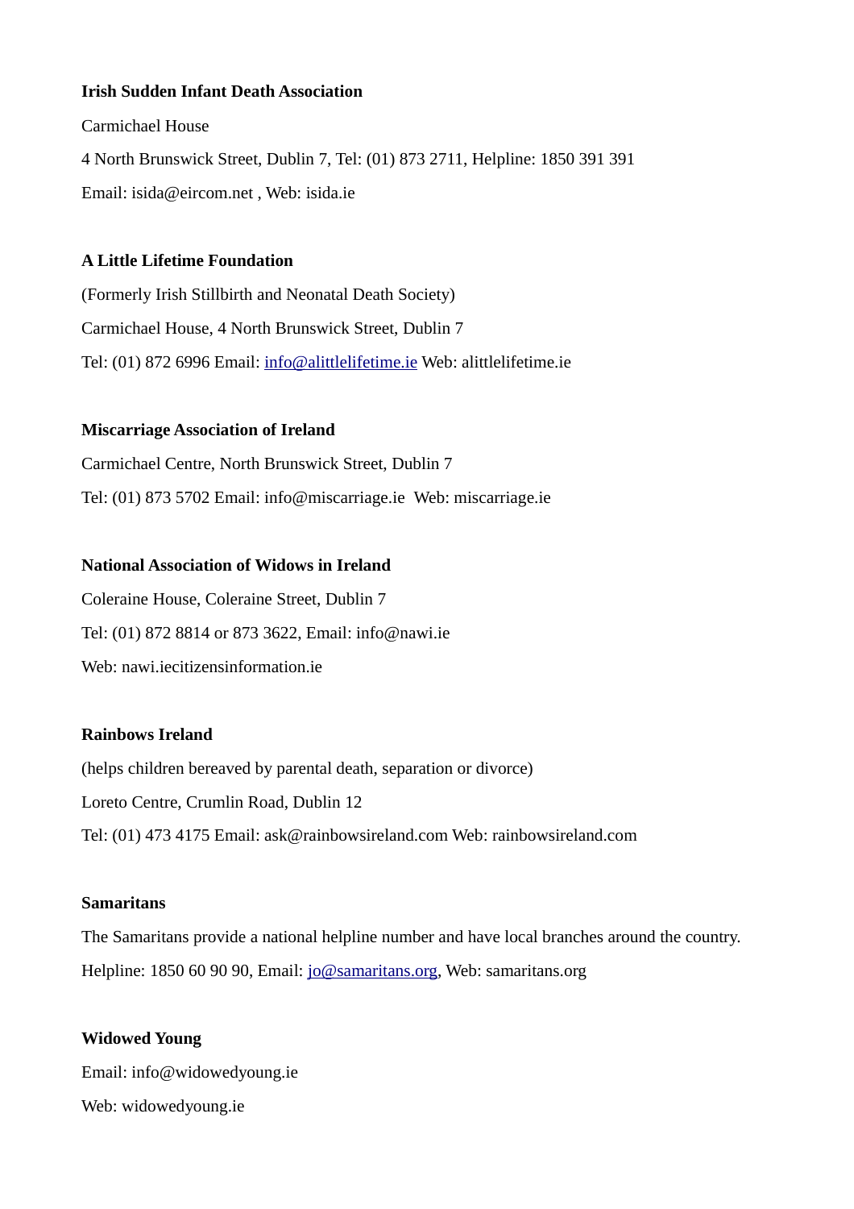**Irish Sudden Infant Death Association**

Carmichael House

4 North Brunswick Street, Dublin 7, Tel: (01) 873 2711, Helpline: 1850 391 391

Email: isida@eircom.net , Web: isida.ie

**A Little Lifetime Foundation**

(Formerly Irish Stillbirth and Neonatal Death Society)

Carmichael House, 4 North Brunswick Street, Dublin 7

Tel: (01) 872 6996 Email: info@alittlelifetime.ie Web: alittlelifetime.ie

**Miscarriage Association of Ireland**

Carmichael Centre, North Brunswick Street, Dublin 7

Tel: (01) 873 5702 Email: info@miscarriage.ie  Web: miscarriage.ie

**National Association of Widows in Ireland**

Coleraine House, Coleraine Street, Dublin 7

Tel: (01) 872 8814 or 873 3622, Email: info@nawi.ie

Web: nawi.iecitizensinformation.ie

**Rainbows Ireland**

(helps children bereaved by parental death, separation or divorce)

Loreto Centre, Crumlin Road, Dublin 12

Tel: (01) 473 4175 Email: ask@rainbowsireland.com Web: rainbowsireland.com

**Samaritans**

The Samaritans provide a national helpline number and have local branches around the country.

Helpline: 1850 60 90 90, Email: jo@samaritans.org, Web: samaritans.org

**Widowed Young**

Email: info@widowedyoung.ie

Web: widowedyoung.ie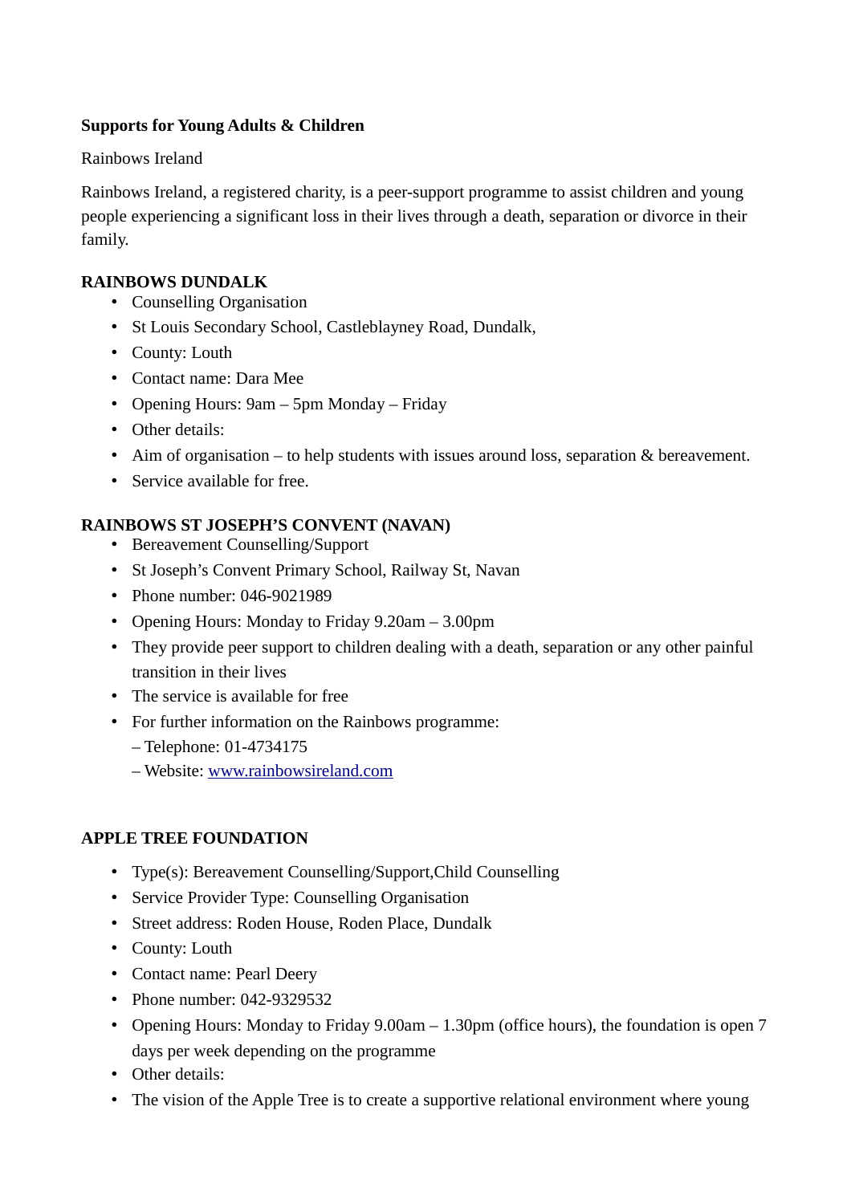**Supports for Young Adults & Children**

Rainbows Ireland

Rainbows Ireland, a registered charity, is a peer-support programme to assist children and young people experiencing a significant loss in their lives through a death, separation or divorce in their family.

**RAINBOWS DUNDALK**

- Counselling Organisation
- St Louis Secondary School, Castleblayney Road, Dundalk,
- County: Louth
- Contact name: Dara Mee
- Opening Hours: 9am – 5pm Monday – Friday
- Other details:
- Aim of organisation – to help students with issues around loss, separation & bereavement.
- Service available for free.

**RAINBOWS ST JOSEPH'S CONVENT (NAVAN)**

- Bereavement Counselling/Support
- St Joseph's Convent Primary School, Railway St, Navan
- Phone number: 046-9021989
- Opening Hours: Monday to Friday 9.20am – 3.00pm
- They provide peer support to children dealing with a death, separation or any other painful transition in their lives
- The service is available for free
- For further information on the Rainbows programme:
  – Telephone: 01-4734175
  – Website: [www.rainbowsireland.com](www.rainbowsireland.com)

**APPLE TREE FOUNDATION**

- Type(s): Bereavement Counselling/Support,Child Counselling
- Service Provider Type: Counselling Organisation
- Street address: Roden House, Roden Place, Dundalk
- County: Louth
- Contact name: Pearl Deery
- Phone number: 042-9329532
- Opening Hours: Monday to Friday 9.00am – 1.30pm (office hours), the foundation is open 7 days per week depending on the programme
- Other details:
- The vision of the Apple Tree is to create a supportive relational environment where young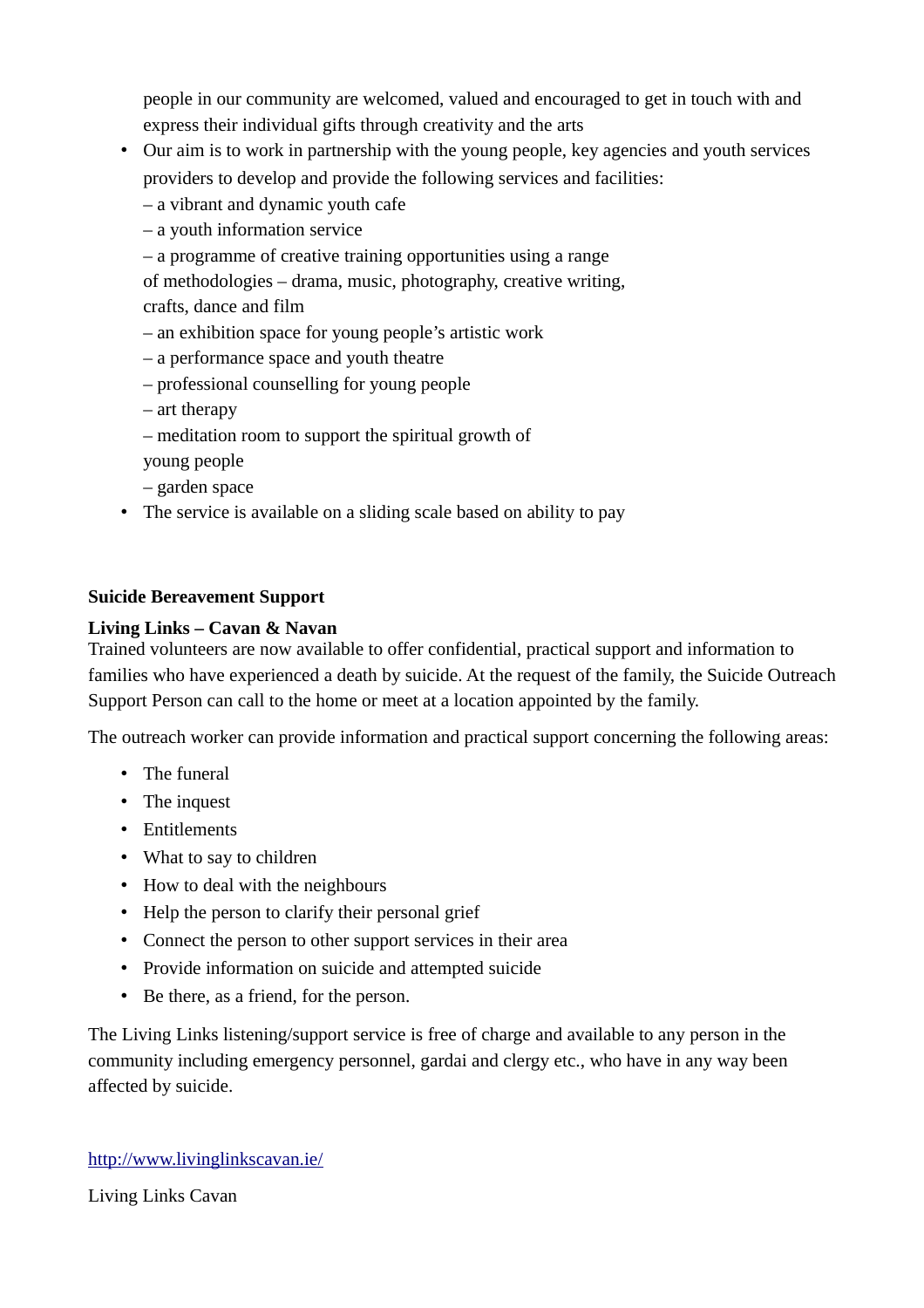people in our community are welcomed, valued and encouraged to get in touch with and express their individual gifts through creativity and the arts

- Our aim is to work in partnership with the young people, key agencies and youth services providers to develop and provide the following services and facilities:
  – a vibrant and dynamic youth cafe
  – a youth information service
  – a programme of creative training opportunities using a range of methodologies – drama, music, photography, creative writing, crafts, dance and film
  – an exhibition space for young people's artistic work
  – a performance space and youth theatre
  – professional counselling for young people
  – art therapy
  – meditation room to support the spiritual growth of young people
  – garden space
- The service is available on a sliding scale based on ability to pay

**Suicide Bereavement Support**

**Living Links – Cavan & Navan**

Trained volunteers are now available to offer confidential, practical support and information to families who have experienced a death by suicide. At the request of the family, the Suicide Outreach Support Person can call to the home or meet at a location appointed by the family.

The outreach worker can provide information and practical support concerning the following areas:

- The funeral
- The inquest
- Entitlements
- What to say to children
- How to deal with the neighbours
- Help the person to clarify their personal grief
- Connect the person to other support services in their area
- Provide information on suicide and attempted suicide
- Be there, as a friend, for the person.

The Living Links listening/support service is free of charge and available to any person in the community including emergency personnel, gardai and clergy etc., who have in any way been affected by suicide.

http://www.livinglinkscavan.ie/

Living Links Cavan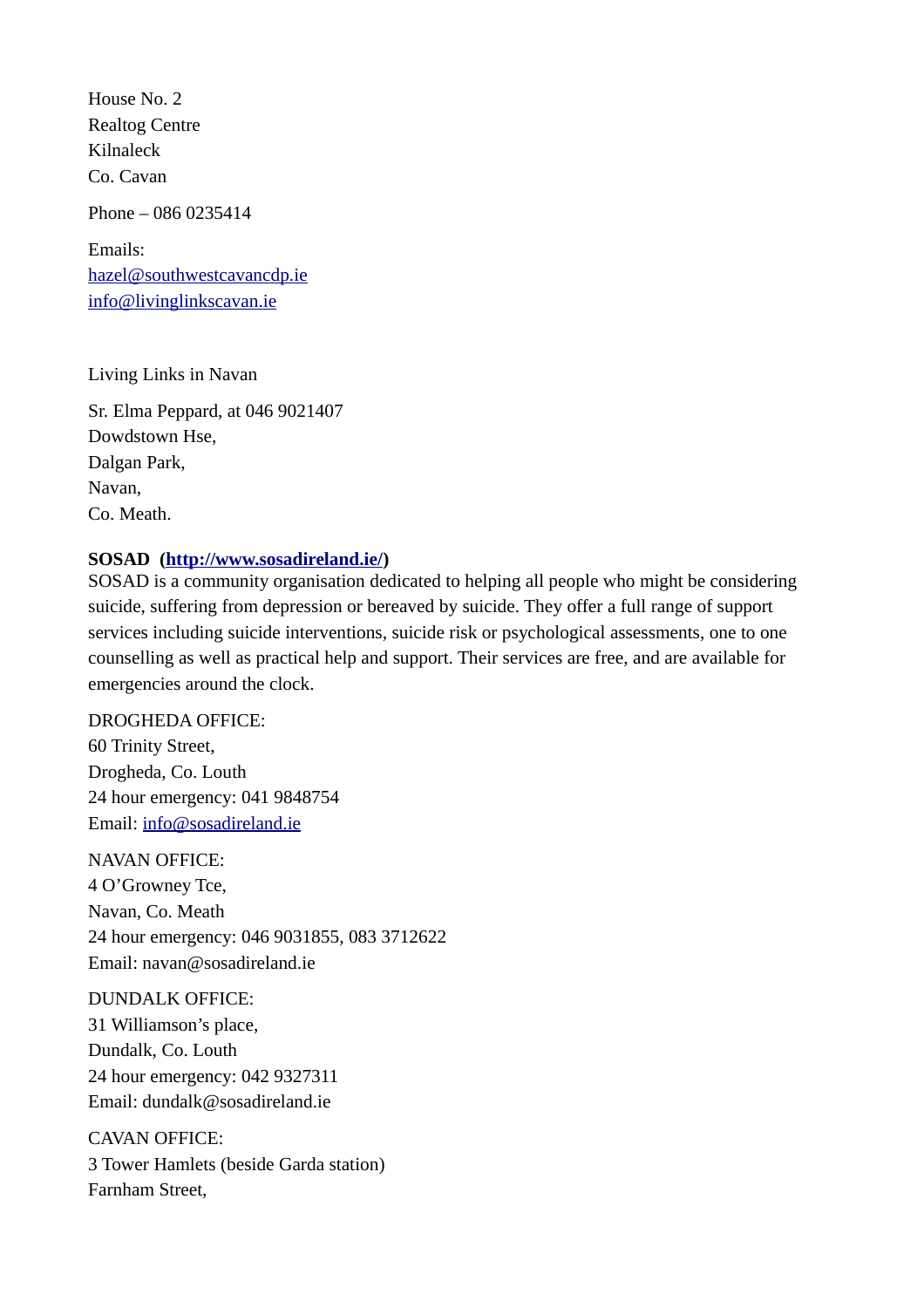House No. 2  
Realtog Centre  
Kilnaleck  
Co. Cavan

Phone – 086 0235414

Emails:  
hazel@southwestcavancdp.ie  
info@livinglinkscavan.ie

Living Links in Navan

Sr. Elma Peppard, at 046 9021407  
Dowdstown Hse,  
Dalgan Park,  
Navan,  
Co. Meath.

**SOSAD (http://www.sosadireland.ie/)**  
SOSAD is a community organisation dedicated to helping all people who might be considering suicide, suffering from depression or bereaved by suicide. They offer a full range of support services including suicide interventions, suicide risk or psychological assessments, one to one counselling as well as practical help and support. Their services are free, and are available for emergencies around the clock.

DROGHEDA OFFICE:  
60 Trinity Street,  
Drogheda, Co. Louth  
24 hour emergency: 041 9848754  
Email: info@sosadireland.ie

NAVAN OFFICE:  
4 O'Growney Tce,  
Navan, Co. Meath  
24 hour emergency: 046 9031855, 083 3712622  
Email: navan@sosadireland.ie

DUNDALK OFFICE:  
31 Williamson's place,  
Dundalk, Co. Louth  
24 hour emergency: 042 9327311  
Email: dundalk@sosadireland.ie

CAVAN OFFICE:  
3 Tower Hamlets (beside Garda station)  
Farnham Street,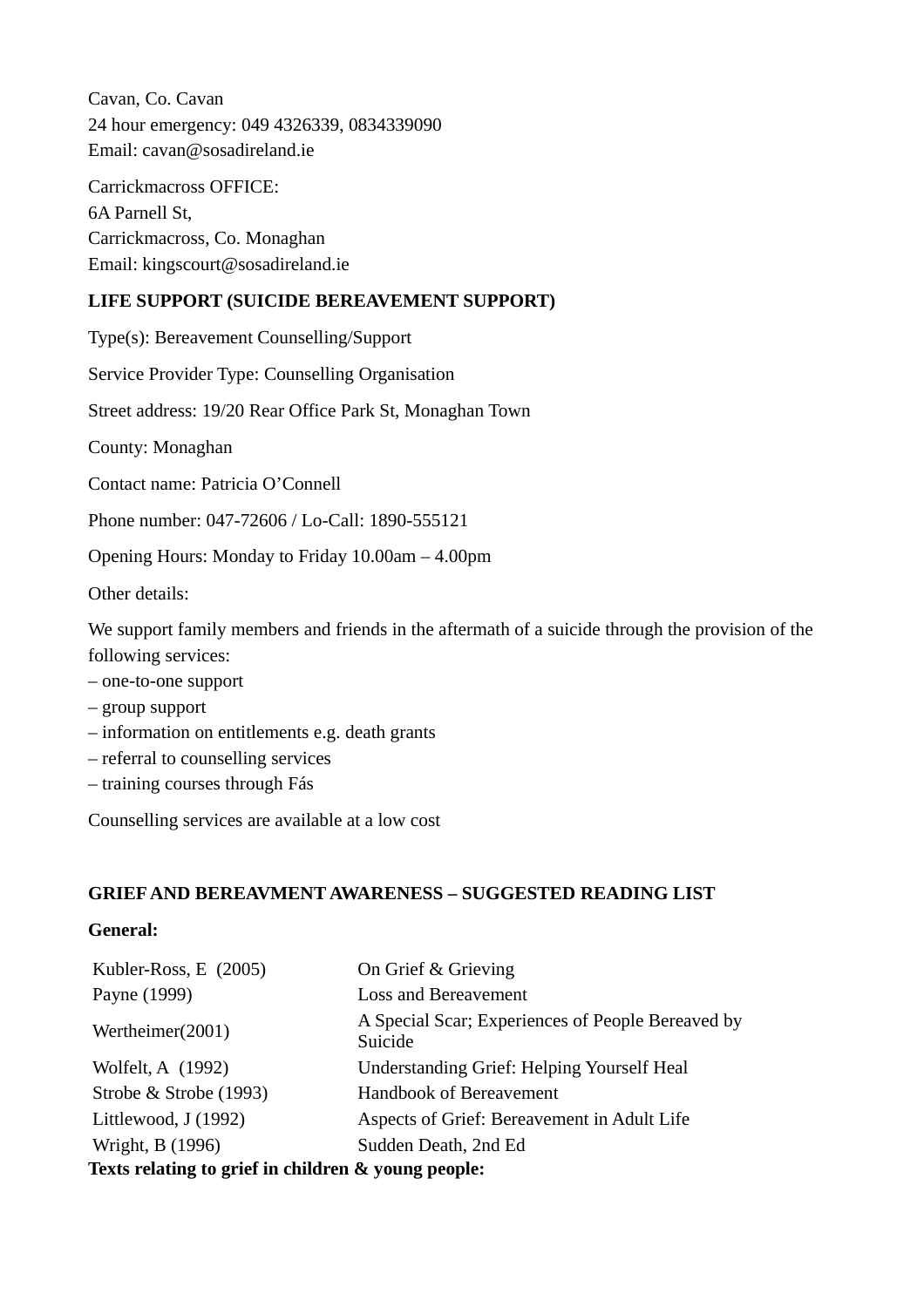Cavan, Co. Cavan
24 hour emergency: 049 4326339, 0834339090
Email: cavan@sosadireland.ie

Carrickmacross OFFICE:
6A Parnell St,
Carrickmacross, Co. Monaghan
Email: kingscourt@sosadireland.ie

**LIFE SUPPORT (SUICIDE BEREAVEMENT SUPPORT)**

Type(s): Bereavement Counselling/Support

Service Provider Type: Counselling Organisation

Street address: 19/20 Rear Office Park St, Monaghan Town

County: Monaghan

Contact name: Patricia O'Connell

Phone number: 047-72606 / Lo-Call: 1890-555121

Opening Hours: Monday to Friday 10.00am – 4.00pm

Other details:

We support family members and friends in the aftermath of a suicide through the provision of the following services:
– one-to-one support
– group support
– information on entitlements e.g. death grants
– referral to counselling services
– training courses through Fás

Counselling services are available at a low cost

**GRIEF AND BEREAVMENT AWARENESS – SUGGESTED READING LIST**

**General:**

| | |
|---|---|
| Kubler-Ross, E (2005) | On Grief & Grieving |
| Payne (1999) | Loss and Bereavement |
| Wertheimer(2001) | A Special Scar; Experiences of People Bereaved by Suicide |
| Wolfelt, A (1992) | Understanding Grief: Helping Yourself Heal |
| Strobe & Strobe (1993) | Handbook of Bereavement |
| Littlewood, J (1992) | Aspects of Grief: Bereavement in Adult Life |
| Wright, B (1996) | Sudden Death, 2nd Ed |

**Texts relating to grief in children & young people:**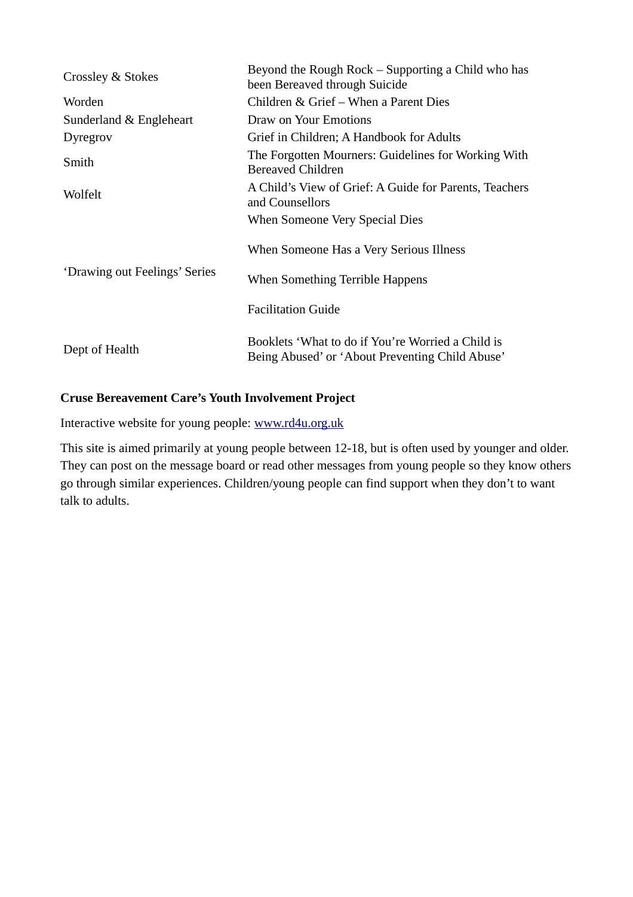| | |
|---|---|
| Crossley & Stokes | Beyond the Rough Rock – Supporting a Child who has been Bereaved through Suicide |
| Worden | Children & Grief – When a Parent Dies |
| Sunderland & Engleheart | Draw on Your Emotions |
| Dyregrov | Grief in Children; A Handbook for Adults |
| Smith | The Forgotten Mourners: Guidelines for Working With Bereaved Children |
| Wolfelt | A Child's View of Grief: A Guide for Parents, Teachers and Counsellors |
| 'Drawing out Feelings' Series | When Someone Very Special Dies<br><br>When Someone Has a Very Serious Illness<br><br>When Something Terrible Happens<br><br>Facilitation Guide |
| Dept of Health | Booklets 'What to do if You're Worried a Child is Being Abused' or 'About Preventing Child Abuse' |

**Cruse Bereavement Care's Youth Involvement Project**

Interactive website for young people: www.rd4u.org.uk

This site is aimed primarily at young people between 12-18, but is often used by younger and older. They can post on the message board or read other messages from young people so they know others go through similar experiences. Children/young people can find support when they don't to want talk to adults.